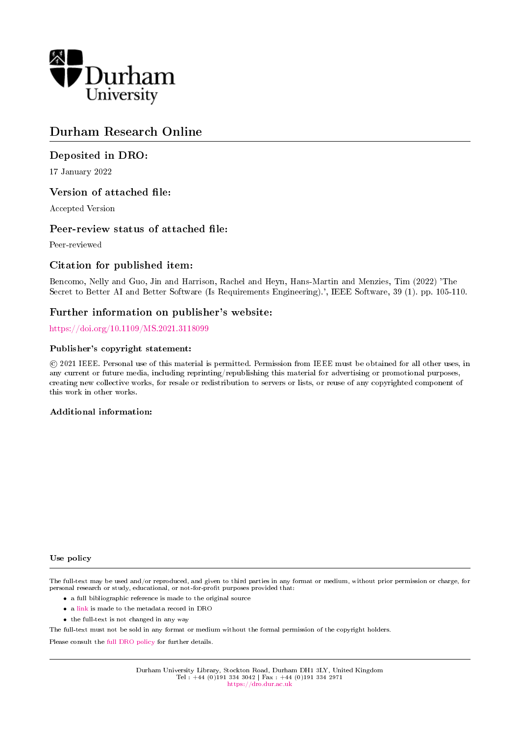Durham University

# Durham Research Online

## Deposited in DRO:

17 January 2022

## Version of attached file:

Accepted Version

## Peer-review status of attached file:

Peer-reviewed

## Citation for published item:

Bencomo, Nelly and Guo, Jin and Harrison, Rachel and Heyn, Hans-Martin and Menzies, Tim (2022) 'The Secret to Better AI and Better Software (Is Requirements Engineering).', IEEE Software, 39 (1). pp. 105-110.

## Further information on publisher's website:

https://doi.org/10.1109/MS.2021.3118099

### Publisher's copyright statement:

© 2021 IEEE. Personal use of this material is permitted. Permission from IEEE must be obtained for all other uses, in any current or future media, including reprinting/republishing this material for advertising or promotional purposes, creating new collective works, for resale or redistribution to servers or lists, or reuse of any copyrighted component of this work in other works.

### Additional information:

### Use policy

The full-text may be used and/or reproduced, and given to third parties in any format or medium, without prior permission or charge, for personal research or study, educational, or not-for-profit purposes provided that:

- a full bibliographic reference is made to the original source
- a link is made to the metadata record in DRO
- the full-text is not changed in any way

The full-text must not be sold in any format or medium without the formal permission of the copyright holders.

Please consult the full DRO policy for further details.

Durham University Library, Stockton Road, Durham DH1 3LY, United Kingdom
Tel : +44 (0)191 334 3042 | Fax : +44 (0)191 334 2971
https://dro.dur.ac.uk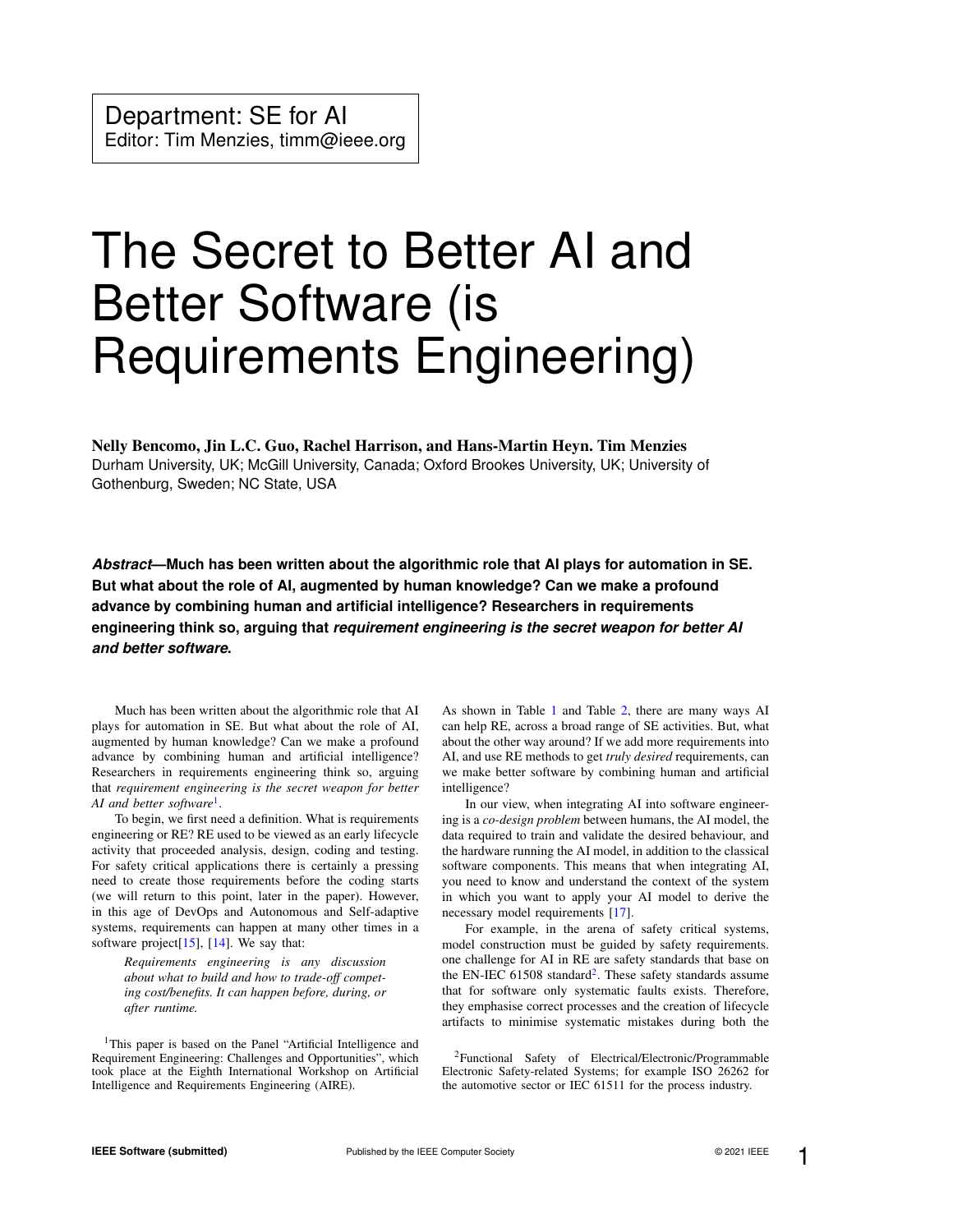Department: SE for AI
Editor: Tim Menzies, timm@ieee.org

# The Secret to Better AI and Better Software (is Requirements Engineering)

**Nelly Bencomo, Jin L.C. Guo, Rachel Harrison, and Hans-Martin Heyn. Tim Menzies**
Durham University, UK; McGill University, Canada; Oxford Brookes University, UK; University of Gothenburg, Sweden; NC State, USA

***Abstract*—Much has been written about the algorithmic role that AI plays for automation in SE. But what about the role of AI, augmented by human knowledge? Can we make a profound advance by combining human and artificial intelligence? Researchers in requirements engineering think so, arguing that *requirement engineering is the secret weapon for better AI and better software*.**

Much has been written about the algorithmic role that AI plays for automation in SE. But what about the role of AI, augmented by human knowledge? Can we make a profound advance by combining human and artificial intelligence? Researchers in requirements engineering think so, arguing that *requirement engineering is the secret weapon for better AI and better software*[1].

To begin, we first need a definition. What is requirements engineering or RE? RE used to be viewed as an early lifecycle activity that proceeded analysis, design, coding and testing. For safety critical applications there is certainly a pressing need to create those requirements before the coding starts (we will return to this point, later in the paper). However, in this age of DevOps and Autonomous and Self-adaptive systems, requirements can happen at many other times in a software project[15], [14]. We say that:

> *Requirements engineering is any discussion about what to build and how to trade-off competing cost/benefits. It can happen before, during, or after runtime.*

As shown in Table 1 and Table 2, there are many ways AI can help RE, across a broad range of SE activities. But, what about the other way around? If we add more requirements into AI, and use RE methods to get *truly desired* requirements, can we make better software by combining human and artificial intelligence?

In our view, when integrating AI into software engineering is a *co-design problem* between humans, the AI model, the data required to train and validate the desired behaviour, and the hardware running the AI model, in addition to the classical software components. This means that when integrating AI, you need to know and understand the context of the system in which you want to apply your AI model to derive the necessary model requirements [17].

For example, in the arena of safety critical systems, model construction must be guided by safety requirements. one challenge for AI in RE are safety standards that base on the EN-IEC 61508 standard[2]. These safety standards assume that for software only systematic faults exists. Therefore, they emphasise correct processes and the creation of lifecycle artifacts to minimise systematic mistakes during both the

[1]This paper is based on the Panel "Artificial Intelligence and Requirement Engineering: Challenges and Opportunities", which took place at the Eighth International Workshop on Artificial Intelligence and Requirements Engineering (AIRE).

[2]Functional Safety of Electrical/Electronic/Programmable Electronic Safety-related Systems; for example ISO 26262 for the automotive sector or IEC 61511 for the process industry.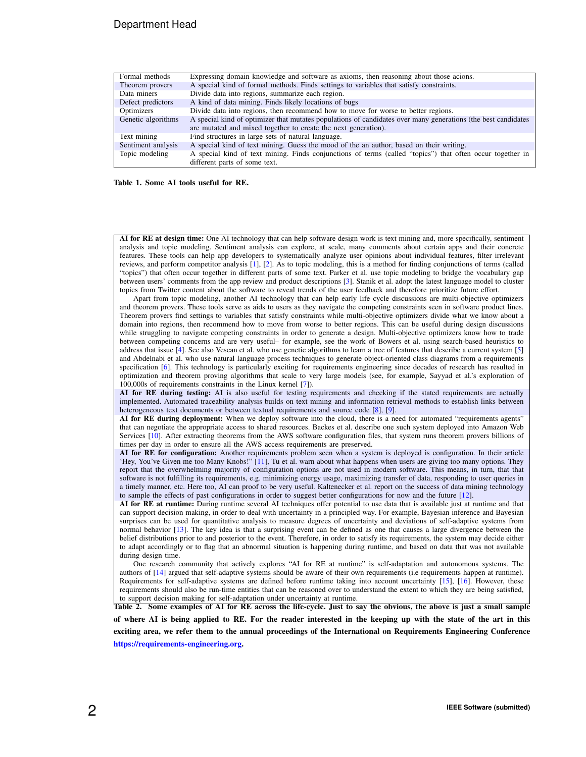| | |
|---|---|
| Formal methods | Expressing domain knowledge and software as axioms, then reasoning about those acions. |
| Theorem provers | A special kind of formal methods. Finds settings to variables that satisfy constraints. |
| Data miners | Divide data into regions, summarize each region. |
| Defect predictors | A kind of data mining. Finds likely locations of bugs |
| Optimizers | Divide data into regions, then recommend how to move for worse to better regions. |
| Genetic algorithms | A special kind of optimizer that mutates populations of candidates over many generations (the best candidates are mutated and mixed together to create the next generation). |
| Text mining | Find structures in large sets of natural language. |
| Sentiment analysis | A special kind of text mining. Guess the mood of the an author, based on their writing. |
| Topic modeling | A special kind of text mining. Finds conjunctions of terms (called "topics") that often occur together in different parts of some text. |

**Table 1. Some AI tools useful for RE.**

**AI for RE at design time:** One AI technology that can help software design work is text mining and, more specifically, sentiment analysis and topic modeling. Sentiment analysis can explore, at scale, many comments about certain apps and their concrete features. These tools can help app developers to systematically analyze user opinions about individual features, filter irrelevant reviews, and perform competitor analysis [1], [2]. As to topic modeling, this is a method for finding conjunctions of terms (called "topics") that often occur together in different parts of some text. Parker et al. use topic modeling to bridge the vocabulary gap between users' comments from the app review and product descriptions [3]. Stanik et al. adopt the latest language model to cluster topics from Twitter content about the software to reveal trends of the user feedback and therefore prioritize future effort.

Apart from topic modeling, another AI technology that can help early life cycle discussions are multi-objective optimizers and theorem provers. These tools serve as aids to users as they navigate the competing constraints seen in software product lines. Theorem provers find settings to variables that satisfy constraints while multi-objective optimizers divide what we know about a domain into regions, then recommend how to move from worse to better regions. This can be useful during design discussions while struggling to navigate competing constraints in order to generate a design. Multi-objective optimizers know how to trade between competing concerns and are very useful– for example, see the work of Bowers et al. using search-based heuristics to address that issue [4]. See also Vescan et al. who use genetic algorithms to learn a tree of features that describe a current system [5] and Abdelnabi et al. who use natural language process techniques to generate object-oriented class diagrams from a requirements specification [6]. This technology is particularly exciting for requirements engineering since decades of research has resulted in optimization and theorem proving algorithms that scale to very large models (see, for example, Sayyad et al.'s exploration of 100,000s of requirements constraints in the Linux kernel [7]).

**AI for RE during testing:** AI is also useful for testing requirements and checking if the stated requirements are actually implemented. Automated traceability analysis builds on text mining and information retrieval methods to establish links between heterogeneous text documents or between textual requirements and source code [8], [9].

**AI for RE during deployment:** When we deploy software into the cloud, there is a need for automated "requirements agents" that can negotiate the appropriate access to shared resources. Backes et al. describe one such system deployed into Amazon Web Services [10]. After extracting theorems from the AWS software configuration files, that system runs theorem provers billions of times per day in order to ensure all the AWS access requirements are preserved.

**AI for RE for configuration:** Another requirements problem seen when a system is deployed is configuration. In their article 'Hey, You've Given me too Many Knobs!" [11], Tu et al. warn about what happens when users are giving too many options. They report that the overwhelming majority of configuration options are not used in modern software. This means, in turn, that that software is not fulfilling its requirements, e.g. minimizing energy usage, maximizing transfer of data, responding to user queries in a timely manner, etc. Here too, AI can proof to be very useful. Kaltenecker et al. report on the success of data mining technology to sample the effects of past configurations in order to suggest better configurations for now and the future [12].

**AI for RE at runtime:** During runtime several AI techniques offer potential to use data that is available just at runtime and that can support decision making, in order to deal with uncertainty in a principled way. For example, Bayesian inference and Bayesian surprises can be used for quantitative analysis to measure degrees of uncertainty and deviations of self-adaptive systems from normal behavior [13]. The key idea is that a surprising event can be defined as one that causes a large divergence between the belief distributions prior to and posterior to the event. Therefore, in order to satisfy its requirements, the system may decide either to adapt accordingly or to flag that an abnormal situation is happening during runtime, and based on data that was not available during design time.

One research community that actively explores "AI for RE at runtime" is self-adaptation and autonomous systems. The authors of [14] argued that self-adaptive systems should be aware of their own requirements (i.e requirements happen at runtime). Requirements for self-adaptive systems are defined before runtime taking into account uncertainty [15], [16]. However, these requirements should also be run-time entities that can be reasoned over to understand the extent to which they are being satisfied, to support decision making for self-adaptation under uncertainty at runtime.

**Table 2. Some examples of AI for RE across the life-cycle. Just to say the obvious, the above is just a small sample of where AI is being applied to RE. For the reader interested in the keeping up with the state of the art in this exciting area, we refer them to the annual proceedings of the International on Requirements Engineering Conference https://requirements-engineering.org.**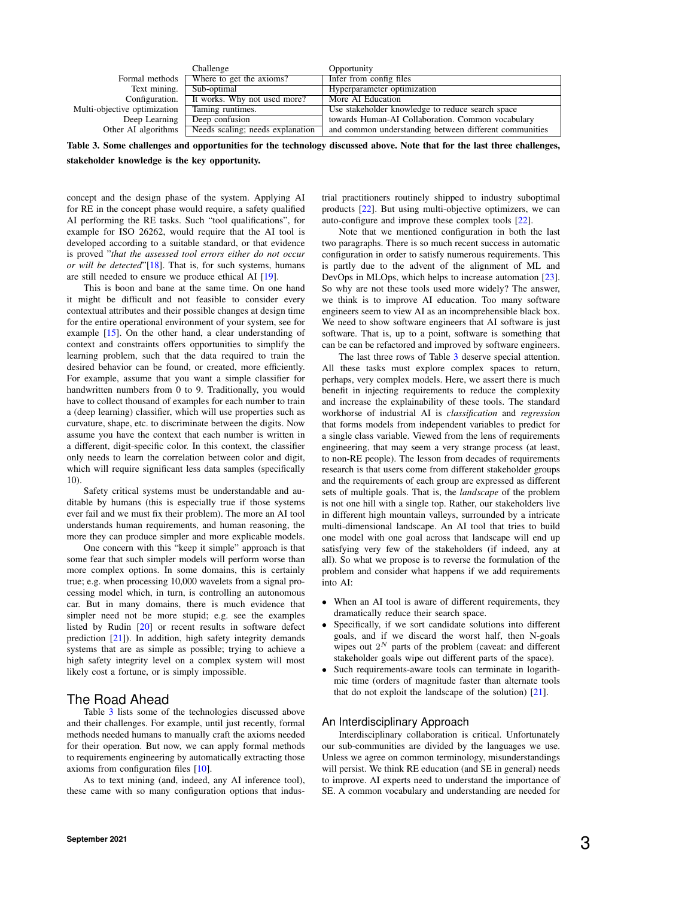| | Challenge | Opportunity |
|---|---|---|
| Formal methods | Where to get the axioms? | Infer from config files |
| Text mining. | Sub-optimal | Hyperparameter optimization |
| Configuration. | It works. Why not used more? | More AI Education |
| Multi-objective optimization | Taming runtimes. | Use stakeholder knowledge to reduce search space |
| Deep Learning | Deep confusion | towards Human-AI Collaboration. Common vocabulary |
| Other AI algorithms | Needs scaling; needs explanation | and common understanding between different communities |

**Table 3. Some challenges and opportunities for the technology discussed above. Note that for the last three challenges, stakeholder knowledge is the key opportunity.**

concept and the design phase of the system. Applying AI for RE in the concept phase would require, a safety qualified AI performing the RE tasks. Such "tool qualifications", for example for ISO 26262, would require that the AI tool is developed according to a suitable standard, or that evidence is proved "*that the assessed tool errors either do not occur or will be detected*"[18]. That is, for such systems, humans are still needed to ensure we produce ethical AI [19].

This is boon and bane at the same time. On one hand it might be difficult and not feasible to consider every contextual attributes and their possible changes at design time for the entire operational environment of your system, see for example [15]. On the other hand, a clear understanding of context and constraints offers opportunities to simplify the learning problem, such that the data required to train the desired behavior can be found, or created, more efficiently. For example, assume that you want a simple classifier for handwritten numbers from 0 to 9. Traditionally, you would have to collect thousand of examples for each number to train a (deep learning) classifier, which will use properties such as curvature, shape, etc. to discriminate between the digits. Now assume you have the context that each number is written in a different, digit-specific color. In this context, the classifier only needs to learn the correlation between color and digit, which will require significant less data samples (specifically 10).

Safety critical systems must be understandable and auditable by humans (this is especially true if those systems ever fail and we must fix their problem). The more an AI tool understands human requirements, and human reasoning, the more they can produce simpler and more explicable models.

One concern with this "keep it simple" approach is that some fear that such simpler models will perform worse than more complex options. In some domains, this is certainly true; e.g. when processing 10,000 wavelets from a signal processing model which, in turn, is controlling an autonomous car. But in many domains, there is much evidence that simpler need not be more stupid; e.g. see the examples listed by Rudin [20] or recent results in software defect prediction [21]). In addition, high safety integrity demands systems that are as simple as possible; trying to achieve a high safety integrity level on a complex system will most likely cost a fortune, or is simply impossible.

## The Road Ahead

Table 3 lists some of the technologies discussed above and their challenges. For example, until just recently, formal methods needed humans to manually craft the axioms needed for their operation. But now, we can apply formal methods to requirements engineering by automatically extracting those axioms from configuration files [10].

As to text mining (and, indeed, any AI inference tool), these came with so many configuration options that industrial practitioners routinely shipped to industry suboptimal products [22]. But using multi-objective optimizers, we can auto-configure and improve these complex tools [22].

Note that we mentioned configuration in both the last two paragraphs. There is so much recent success in automatic configuration in order to satisfy numerous requirements. This is partly due to the advent of the alignment of ML and DevOps in MLOps, which helps to increase automation [23]. So why are not these tools used more widely? The answer, we think is to improve AI education. Too many software engineers seem to view AI as an incomprehensible black box. We need to show software engineers that AI software is just software. That is, up to a point, software is something that can be can be refactored and improved by software engineers.

The last three rows of Table 3 deserve special attention. All these tasks must explore complex spaces to return, perhaps, very complex models. Here, we assert there is much benefit in injecting requirements to reduce the complexity and increase the explainability of these tools. The standard workhorse of industrial AI is *classification* and *regression* that forms models from independent variables to predict for a single class variable. Viewed from the lens of requirements engineering, that may seem a very strange process (at least, to non-RE people). The lesson from decades of requirements research is that users come from different stakeholder groups and the requirements of each group are expressed as different sets of multiple goals. That is, the *landscape* of the problem is not one hill with a single top. Rather, our stakeholders live in different high mountain valleys, surrounded by a intricate multi-dimensional landscape. An AI tool that tries to build one model with one goal across that landscape will end up satisfying very few of the stakeholders (if indeed, any at all). So what we propose is to reverse the formulation of the problem and consider what happens if we add requirements into AI:

- When an AI tool is aware of different requirements, they dramatically reduce their search space.
- Specifically, if we sort candidate solutions into different goals, and if we discard the worst half, then N-goals wipes out $2^N$ parts of the problem (caveat: and different stakeholder goals wipe out different parts of the space).
- Such requirements-aware tools can terminate in logarithmic time (orders of magnitude faster than alternate tools that do not exploit the landscape of the solution) [21].

### An Interdisciplinary Approach

Interdisciplinary collaboration is critical. Unfortunately our sub-communities are divided by the languages we use. Unless we agree on common terminology, misunderstandings will persist. We think RE education (and SE in general) needs to improve. AI experts need to understand the importance of SE. A common vocabulary and understanding are needed for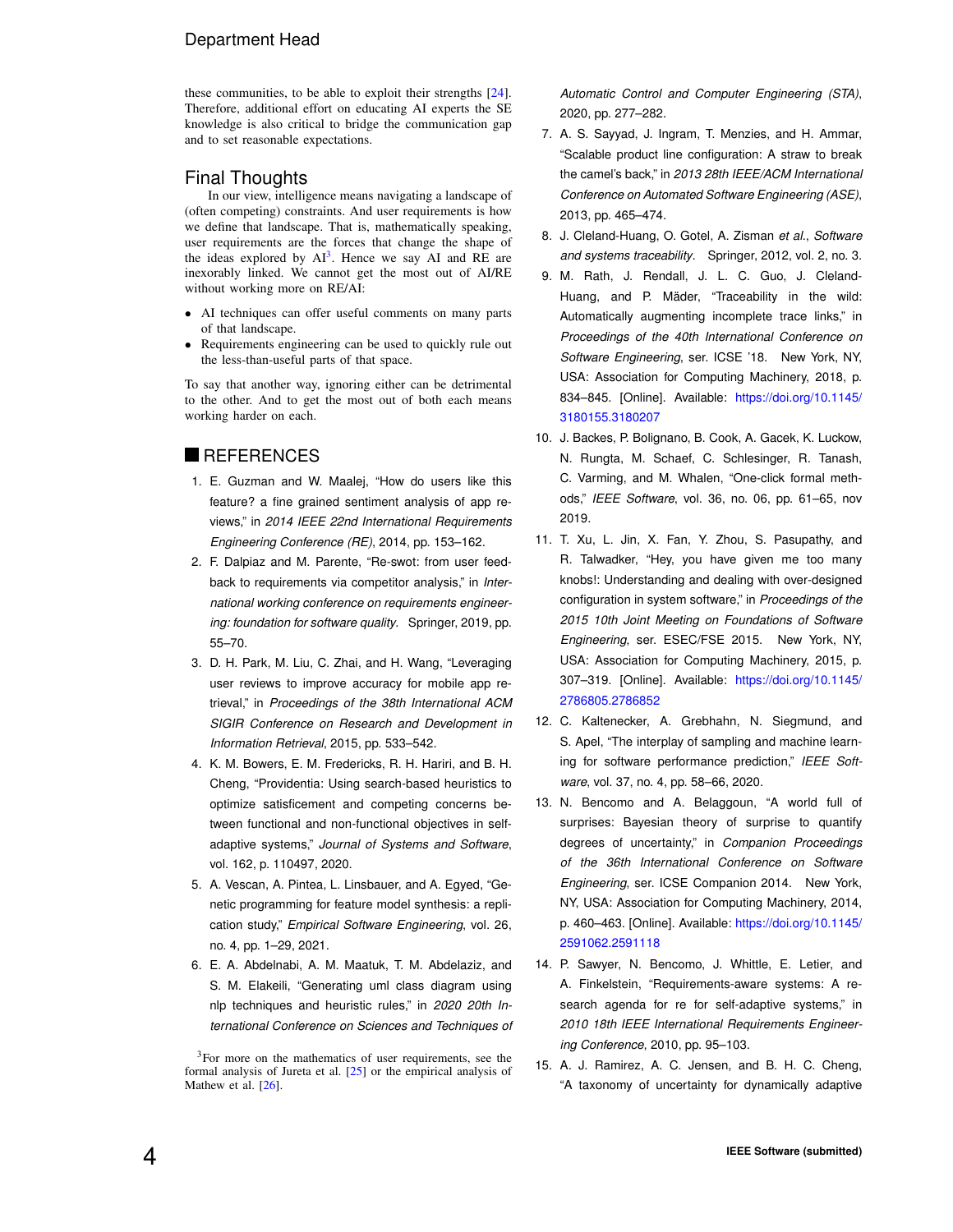these communities, to be able to exploit their strengths [24]. Therefore, additional effort on educating AI experts the SE knowledge is also critical to bridge the communication gap and to set reasonable expectations.

## Final Thoughts

In our view, intelligence means navigating a landscape of (often competing) constraints. And user requirements is how we define that landscape. That is, mathematically speaking, user requirements are the forces that change the shape of the ideas explored by AI[3]. Hence we say AI and RE are inexorably linked. We cannot get the most out of AI/RE without working more on RE/AI:

- AI techniques can offer useful comments on many parts of that landscape.
- Requirements engineering can be used to quickly rule out the less-than-useful parts of that space.

To say that another way, ignoring either can be detrimental to the other. And to get the most out of both each means working harder on each.

[3]For more on the mathematics of user requirements, see the formal analysis of Jureta et al. [25] or the empirical analysis of Mathew et al. [26].

## REFERENCES

1. E. Guzman and W. Maalej, "How do users like this feature? a fine grained sentiment analysis of app reviews," in *2014 IEEE 22nd International Requirements Engineering Conference (RE)*, 2014, pp. 153–162.
2. F. Dalpiaz and M. Parente, "Re-swot: from user feedback to requirements via competitor analysis," in *International working conference on requirements engineering: foundation for software quality*. Springer, 2019, pp. 55–70.
3. D. H. Park, M. Liu, C. Zhai, and H. Wang, "Leveraging user reviews to improve accuracy for mobile app retrieval," in *Proceedings of the 38th International ACM SIGIR Conference on Research and Development in Information Retrieval*, 2015, pp. 533–542.
4. K. M. Bowers, E. M. Fredericks, R. H. Hariri, and B. H. Cheng, "Providentia: Using search-based heuristics to optimize satisficement and competing concerns between functional and non-functional objectives in self-adaptive systems," *Journal of Systems and Software*, vol. 162, p. 110497, 2020.
5. A. Vescan, A. Pintea, L. Linsbauer, and A. Egyed, "Genetic programming for feature model synthesis: a replication study," *Empirical Software Engineering*, vol. 26, no. 4, pp. 1–29, 2021.
6. E. A. Abdelnabi, A. M. Maatuk, T. M. Abdelaziz, and S. M. Elakeili, "Generating uml class diagram using nlp techniques and heuristic rules," in *2020 20th International Conference on Sciences and Techniques of Automatic Control and Computer Engineering (STA)*, 2020, pp. 277–282.
7. A. S. Sayyad, J. Ingram, T. Menzies, and H. Ammar, "Scalable product line configuration: A straw to break the camel's back," in *2013 28th IEEE/ACM International Conference on Automated Software Engineering (ASE)*, 2013, pp. 465–474.
8. J. Cleland-Huang, O. Gotel, A. Zisman *et al.*, *Software and systems traceability*. Springer, 2012, vol. 2, no. 3.
9. M. Rath, J. Rendall, J. L. C. Guo, J. Cleland-Huang, and P. Mäder, "Traceability in the wild: Automatically augmenting incomplete trace links," in *Proceedings of the 40th International Conference on Software Engineering*, ser. ICSE '18. New York, NY, USA: Association for Computing Machinery, 2018, p. 834–845. [Online]. Available: https://doi.org/10.1145/3180155.3180207
10. J. Backes, P. Bolignano, B. Cook, A. Gacek, K. Luckow, N. Rungta, M. Schaef, C. Schlesinger, R. Tanash, C. Varming, and M. Whalen, "One-click formal methods," *IEEE Software*, vol. 36, no. 06, pp. 61–65, nov 2019.
11. T. Xu, L. Jin, X. Fan, Y. Zhou, S. Pasupathy, and R. Talwadker, "Hey, you have given me too many knobs!: Understanding and dealing with over-designed configuration in system software," in *Proceedings of the 2015 10th Joint Meeting on Foundations of Software Engineering*, ser. ESEC/FSE 2015. New York, NY, USA: Association for Computing Machinery, 2015, p. 307–319. [Online]. Available: https://doi.org/10.1145/2786805.2786852
12. C. Kaltenecker, A. Grebhahn, N. Siegmund, and S. Apel, "The interplay of sampling and machine learning for software performance prediction," *IEEE Software*, vol. 37, no. 4, pp. 58–66, 2020.
13. N. Bencomo and A. Belaggoun, "A world full of surprises: Bayesian theory of surprise to quantify degrees of uncertainty," in *Companion Proceedings of the 36th International Conference on Software Engineering*, ser. ICSE Companion 2014. New York, NY, USA: Association for Computing Machinery, 2014, p. 460–463. [Online]. Available: https://doi.org/10.1145/2591062.2591118
14. P. Sawyer, N. Bencomo, J. Whittle, E. Letier, and A. Finkelstein, "Requirements-aware systems: A research agenda for re for self-adaptive systems," in *2010 18th IEEE International Requirements Engineering Conference*, 2010, pp. 95–103.
15. A. J. Ramirez, A. C. Jensen, and B. H. C. Cheng, "A taxonomy of uncertainty for dynamically adaptive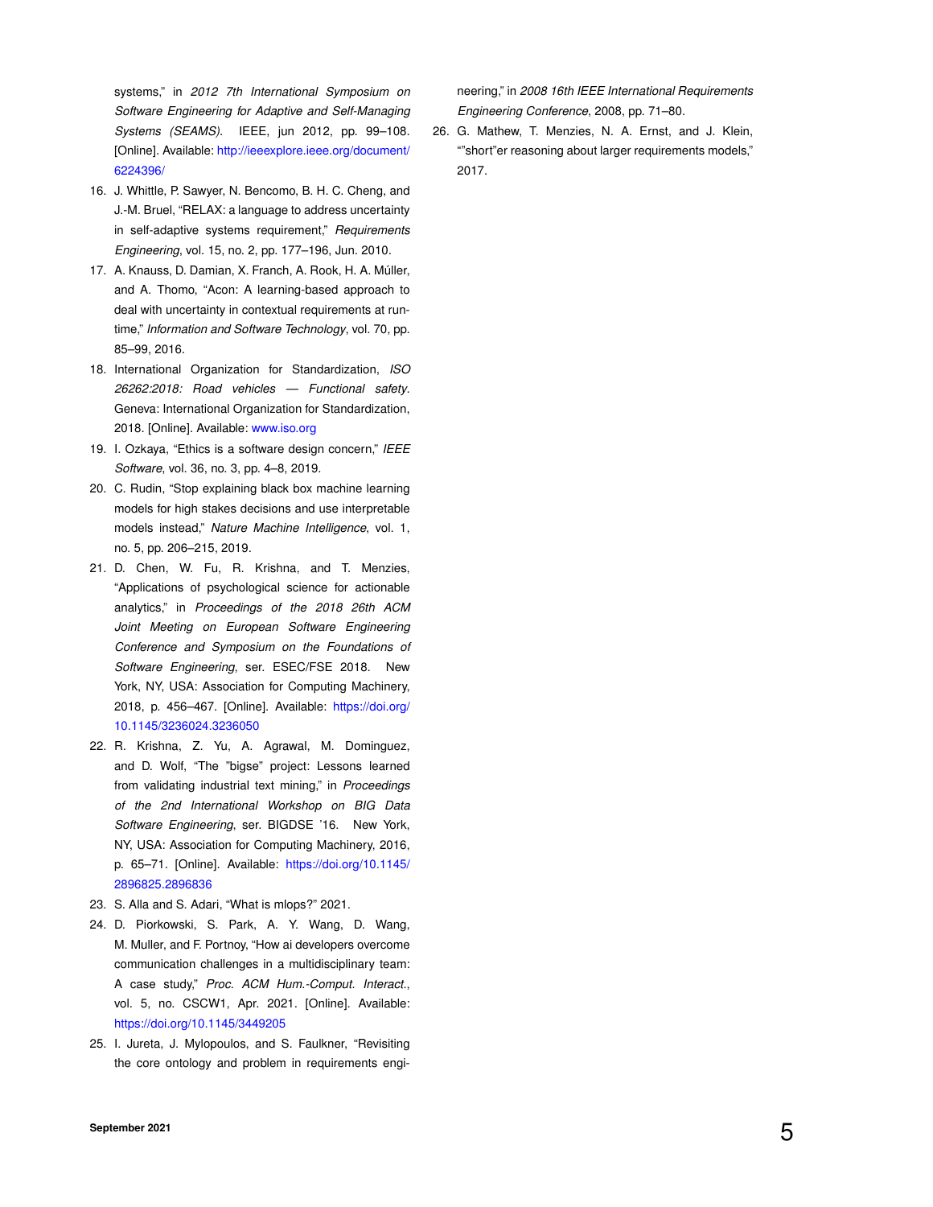systems," in *2012 7th International Symposium on Software Engineering for Adaptive and Self-Managing Systems (SEAMS)*. IEEE, jun 2012, pp. 99–108. [Online]. Available: http://ieeexplore.ieee.org/document/6224396/

16. J. Whittle, P. Sawyer, N. Bencomo, B. H. C. Cheng, and J.-M. Bruel, "RELAX: a language to address uncertainty in self-adaptive systems requirement," *Requirements Engineering*, vol. 15, no. 2, pp. 177–196, Jun. 2010.
17. A. Knauss, D. Damian, X. Franch, A. Rook, H. A. Múller, and A. Thomo, "Acon: A learning-based approach to deal with uncertainty in contextual requirements at runtime," *Information and Software Technology*, vol. 70, pp. 85–99, 2016.
18. International Organization for Standardization, *ISO 26262:2018: Road vehicles — Functional safety*. Geneva: International Organization for Standardization, 2018. [Online]. Available: www.iso.org
19. I. Ozkaya, "Ethics is a software design concern," *IEEE Software*, vol. 36, no. 3, pp. 4–8, 2019.
20. C. Rudin, "Stop explaining black box machine learning models for high stakes decisions and use interpretable models instead," *Nature Machine Intelligence*, vol. 1, no. 5, pp. 206–215, 2019.
21. D. Chen, W. Fu, R. Krishna, and T. Menzies, "Applications of psychological science for actionable analytics," in *Proceedings of the 2018 26th ACM Joint Meeting on European Software Engineering Conference and Symposium on the Foundations of Software Engineering*, ser. ESEC/FSE 2018. New York, NY, USA: Association for Computing Machinery, 2018, p. 456–467. [Online]. Available: https://doi.org/10.1145/3236024.3236050
22. R. Krishna, Z. Yu, A. Agrawal, M. Dominguez, and D. Wolf, "The "bigse" project: Lessons learned from validating industrial text mining," in *Proceedings of the 2nd International Workshop on BIG Data Software Engineering*, ser. BIGDSE '16. New York, NY, USA: Association for Computing Machinery, 2016, p. 65–71. [Online]. Available: https://doi.org/10.1145/2896825.2896836
23. S. Alla and S. Adari, "What is mlops?" 2021.
24. D. Piorkowski, S. Park, A. Y. Wang, D. Wang, M. Muller, and F. Portnoy, "How ai developers overcome communication challenges in a multidisciplinary team: A case study," *Proc. ACM Hum.-Comput. Interact.*, vol. 5, no. CSCW1, Apr. 2021. [Online]. Available: https://doi.org/10.1145/3449205
25. I. Jureta, J. Mylopoulos, and S. Faulkner, "Revisiting the core ontology and problem in requirements engineering," in *2008 16th IEEE International Requirements Engineering Conference*, 2008, pp. 71–80.
26. G. Mathew, T. Menzies, N. A. Ernst, and J. Klein, ""short"er reasoning about larger requirements models," 2017.